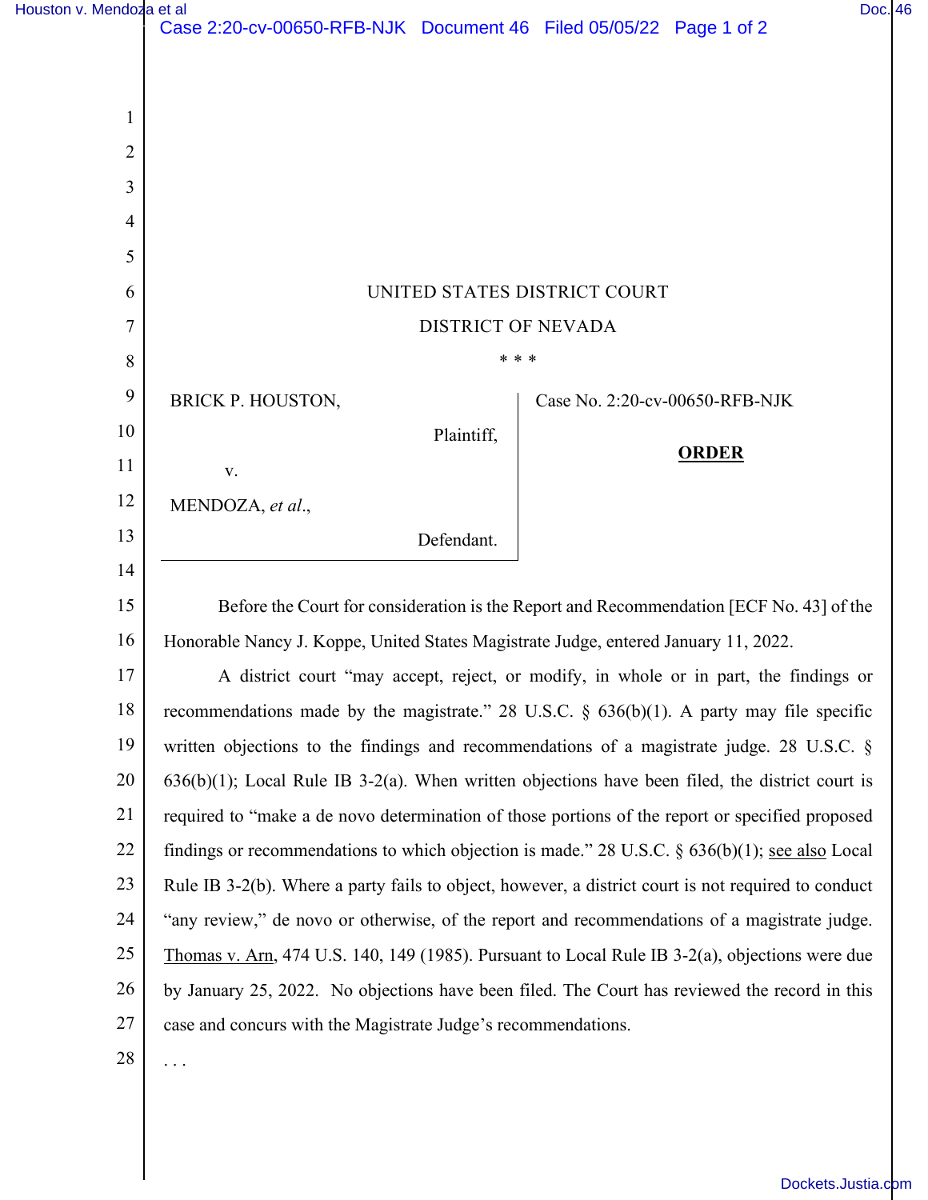UNITED STATES DISTRICT COURT

DISTRICT OF NEVADA

\* \* \*

BRICK P. HOUSTON,

Plaintiff,

v.

MENDOZA, *et al*.,

Defendant.

Case No. 2:20-cv-00650-RFB-NJK

**ORDER**

Before the Court for consideration is the Report and Recommendation [ECF No. 43] of the Honorable Nancy J. Koppe, United States Magistrate Judge, entered January 11, 2022.

A district court "may accept, reject, or modify, in whole or in part, the findings or recommendations made by the magistrate." 28 U.S.C. § 636(b)(1). A party may file specific written objections to the findings and recommendations of a magistrate judge. 28 U.S.C. § 636(b)(1); Local Rule IB 3-2(a). When written objections have been filed, the district court is required to "make a de novo determination of those portions of the report or specified proposed findings or recommendations to which objection is made." 28 U.S.C. § 636(b)(1); see also Local Rule IB 3-2(b). Where a party fails to object, however, a district court is not required to conduct "any review," de novo or otherwise, of the report and recommendations of a magistrate judge. Thomas v. Arn, 474 U.S. 140, 149 (1985). Pursuant to Local Rule IB 3-2(a), objections were due by January 25, 2022. No objections have been filed. The Court has reviewed the record in this case and concurs with the Magistrate Judge's recommendations.

. . .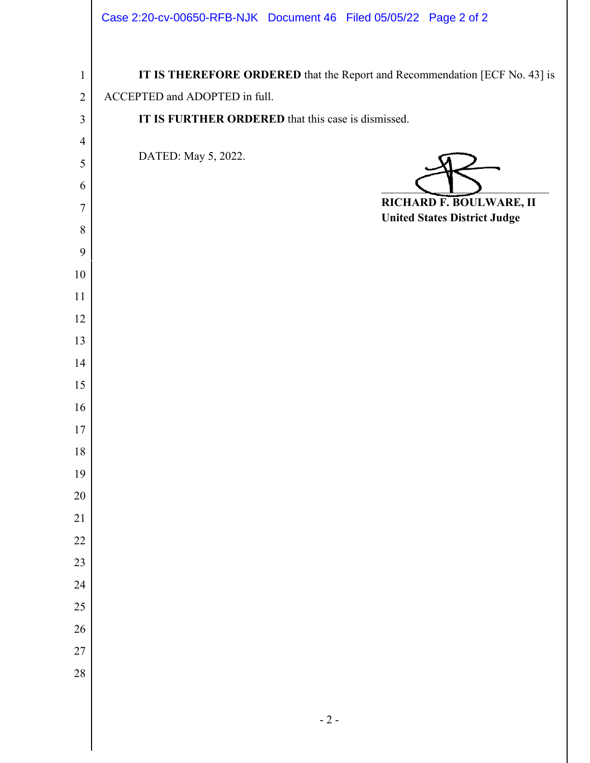**IT IS THEREFORE ORDERED** that the Report and Recommendation [ECF No. 43] is ACCEPTED and ADOPTED in full.

**IT IS FURTHER ORDERED** that this case is dismissed.

DATED: May 5, 2022.

**RICHARD F. BOULWARE, II**
**United States District Judge**